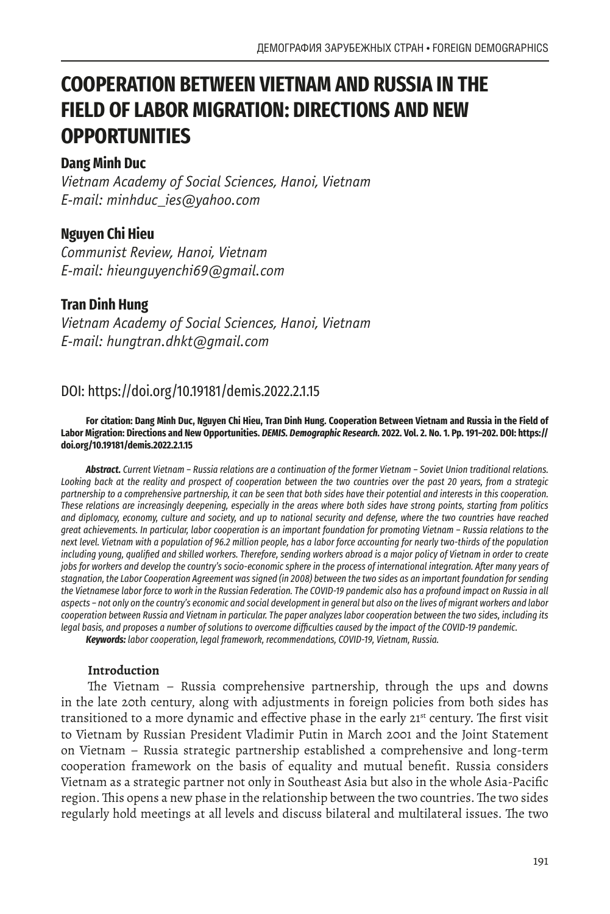# COOPERATION BETWEEN VIETNAM AND RUSSIA IN THE FIELD OF LABOR MIGRATION: DIRECTIONS AND NEW OPPORTUNITIES

**Dang Minh Duc**
*Vietnam Academy of Social Sciences, Hanoi, Vietnam*
*E-mail: minhduc_ies@yahoo.com*

**Nguyen Chi Hieu**
*Communist Review, Hanoi, Vietnam*
*E-mail: hieunguyenchi69@gmail.com*

**Tran Dinh Hung**
*Vietnam Academy of Social Sciences, Hanoi, Vietnam*
*E-mail: hungtran.dhkt@gmail.com*

DOI: https://doi.org/10.19181/demis.2022.2.1.15

**For citation: Dang Minh Duc, Nguyen Chi Hieu, Tran Dinh Hung. Cooperation Between Vietnam and Russia in the Field of Labor Migration: Directions and New Opportunities. *DEMIS. Demographic Research.* 2022. Vol. 2. No. 1. Pp. 191–202. DOI: https://doi.org/10.19181/demis.2022.2.1.15**

***Abstract.*** *Current Vietnam – Russia relations are a continuation of the former Vietnam – Soviet Union traditional relations. Looking back at the reality and prospect of cooperation between the two countries over the past 20 years, from a strategic partnership to a comprehensive partnership, it can be seen that both sides have their potential and interests in this cooperation. These relations are increasingly deepening, especially in the areas where both sides have strong points, starting from politics and diplomacy, economy, culture and society, and up to national security and defense, where the two countries have reached great achievements. In particular, labor cooperation is an important foundation for promoting Vietnam – Russia relations to the next level. Vietnam with a population of 96.2 million people, has a labor force accounting for nearly two-thirds of the population including young, qualified and skilled workers. Therefore, sending workers abroad is a major policy of Vietnam in order to create jobs for workers and develop the country's socio-economic sphere in the process of international integration. After many years of stagnation, the Labor Cooperation Agreement was signed (in 2008) between the two sides as an important foundation for sending the Vietnamese labor force to work in the Russian Federation. The COVID-19 pandemic also has a profound impact on Russia in all aspects – not only on the country's economic and social development in general but also on the lives of migrant workers and labor cooperation between Russia and Vietnam in particular. The paper analyzes labor cooperation between the two sides, including its legal basis, and proposes a number of solutions to overcome difficulties caused by the impact of the COVID-19 pandemic.*

***Keywords:*** *labor cooperation, legal framework, recommendations, COVID-19, Vietnam, Russia.*

## Introduction

The Vietnam – Russia comprehensive partnership, through the ups and downs in the late 20th century, along with adjustments in foreign policies from both sides has transitioned to a more dynamic and effective phase in the early 21st century. The first visit to Vietnam by Russian President Vladimir Putin in March 2001 and the Joint Statement on Vietnam – Russia strategic partnership established a comprehensive and long-term cooperation framework on the basis of equality and mutual benefit. Russia considers Vietnam as a strategic partner not only in Southeast Asia but also in the whole Asia-Pacific region. This opens a new phase in the relationship between the two countries. The two sides regularly hold meetings at all levels and discuss bilateral and multilateral issues. The two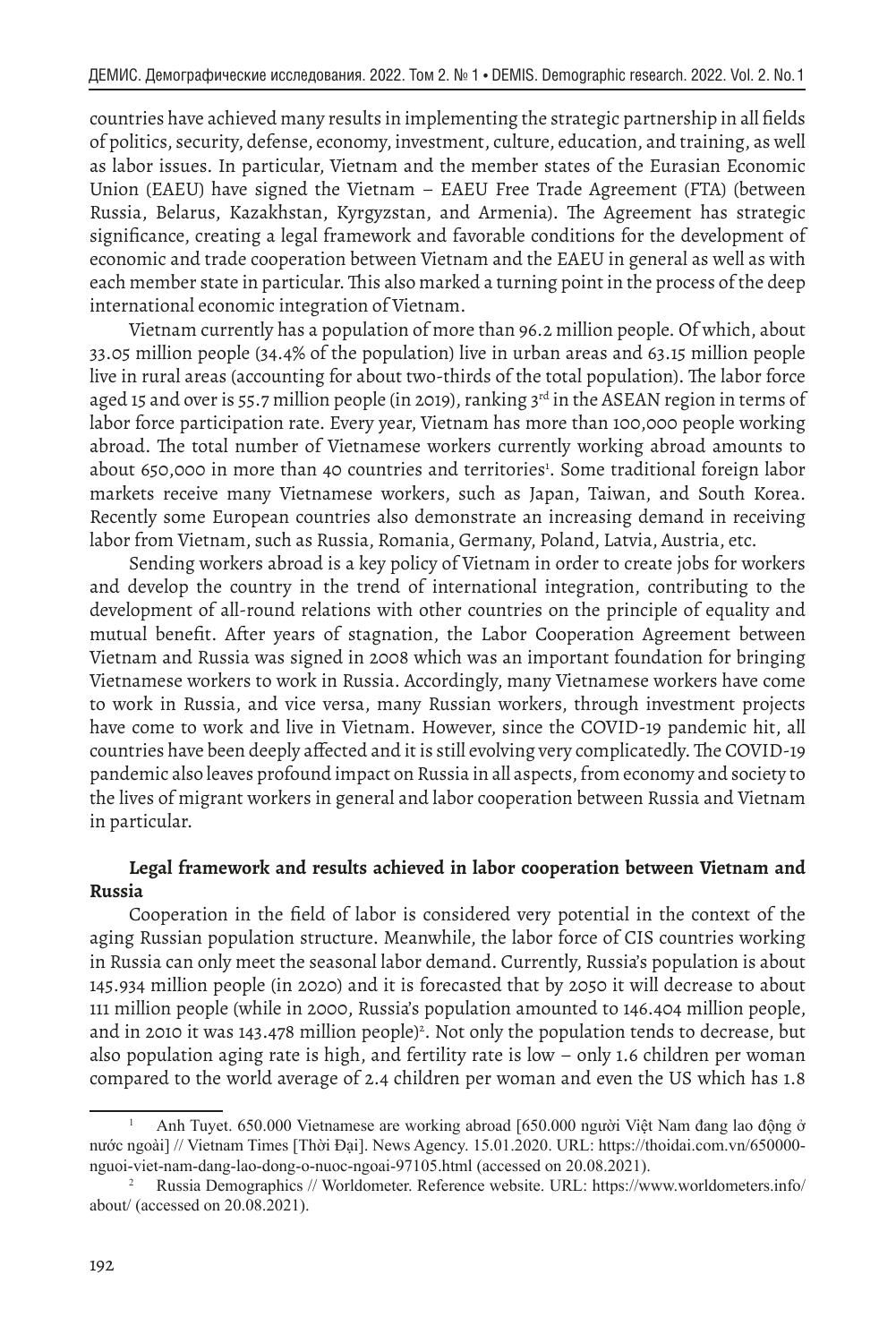countries have achieved many results in implementing the strategic partnership in all fields of politics, security, defense, economy, investment, culture, education, and training, as well as labor issues. In particular, Vietnam and the member states of the Eurasian Economic Union (EAEU) have signed the Vietnam – EAEU Free Trade Agreement (FTA) (between Russia, Belarus, Kazakhstan, Kyrgyzstan, and Armenia). The Agreement has strategic significance, creating a legal framework and favorable conditions for the development of economic and trade cooperation between Vietnam and the EAEU in general as well as with each member state in particular. This also marked a turning point in the process of the deep international economic integration of Vietnam.

Vietnam currently has a population of more than 96.2 million people. Of which, about 33.05 million people (34.4% of the population) live in urban areas and 63.15 million people live in rural areas (accounting for about two-thirds of the total population). The labor force aged 15 and over is 55.7 million people (in 2019), ranking 3rd in the ASEAN region in terms of labor force participation rate. Every year, Vietnam has more than 100,000 people working abroad. The total number of Vietnamese workers currently working abroad amounts to about 650,000 in more than 40 countries and territories[1]. Some traditional foreign labor markets receive many Vietnamese workers, such as Japan, Taiwan, and South Korea. Recently some European countries also demonstrate an increasing demand in receiving labor from Vietnam, such as Russia, Romania, Germany, Poland, Latvia, Austria, etc.

Sending workers abroad is a key policy of Vietnam in order to create jobs for workers and develop the country in the trend of international integration, contributing to the development of all-round relations with other countries on the principle of equality and mutual benefit. After years of stagnation, the Labor Cooperation Agreement between Vietnam and Russia was signed in 2008 which was an important foundation for bringing Vietnamese workers to work in Russia. Accordingly, many Vietnamese workers have come to work in Russia, and vice versa, many Russian workers, through investment projects have come to work and live in Vietnam. However, since the COVID-19 pandemic hit, all countries have been deeply affected and it is still evolving very complicatedly. The COVID-19 pandemic also leaves profound impact on Russia in all aspects, from economy and society to the lives of migrant workers in general and labor cooperation between Russia and Vietnam in particular.

**Legal framework and results achieved in labor cooperation between Vietnam and Russia**

Cooperation in the field of labor is considered very potential in the context of the aging Russian population structure. Meanwhile, the labor force of CIS countries working in Russia can only meet the seasonal labor demand. Currently, Russia's population is about 145.934 million people (in 2020) and it is forecasted that by 2050 it will decrease to about 111 million people (while in 2000, Russia's population amounted to 146.404 million people, and in 2010 it was 143.478 million people)[2]. Not only the population tends to decrease, but also population aging rate is high, and fertility rate is low – only 1.6 children per woman compared to the world average of 2.4 children per woman and even the US which has 1.8

---

[1] Anh Tuyet. 650.000 Vietnamese are working abroad [650.000 người Việt Nam đang lao động ở nước ngoài] // Vietnam Times [Thời Đại]. News Agency. 15.01.2020. URL: https://thoidai.com.vn/650000-nguoi-viet-nam-dang-lao-dong-o-nuoc-ngoai-97105.html (accessed on 20.08.2021).

[2] Russia Demographics // Worldometer. Reference website. URL: https://www.worldometers.info/about/ (accessed on 20.08.2021).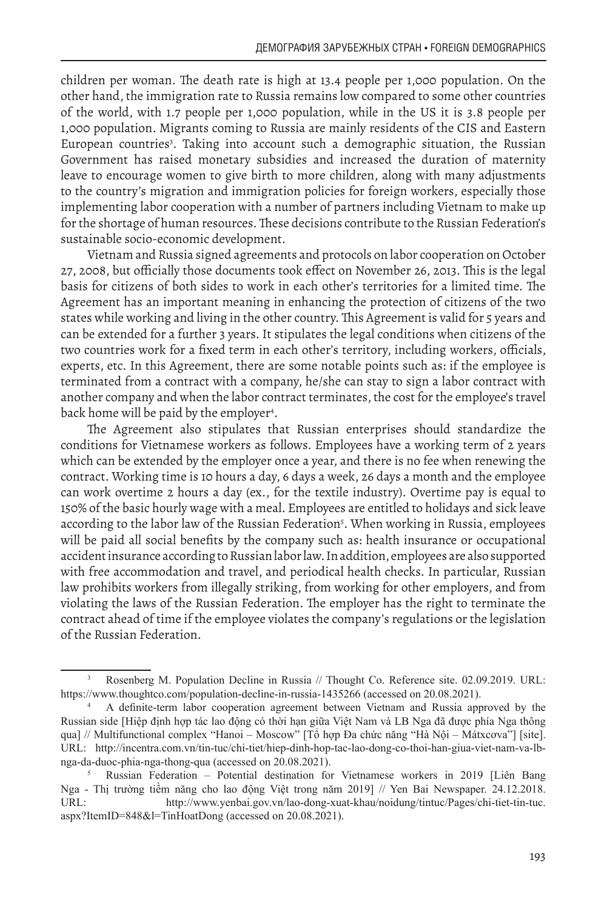children per woman. The death rate is high at 13.4 people per 1,000 population. On the other hand, the immigration rate to Russia remains low compared to some other countries of the world, with 1.7 people per 1,000 population, while in the US it is 3.8 people per 1,000 population. Migrants coming to Russia are mainly residents of the CIS and Eastern European countries[3]. Taking into account such a demographic situation, the Russian Government has raised monetary subsidies and increased the duration of maternity leave to encourage women to give birth to more children, along with many adjustments to the country's migration and immigration policies for foreign workers, especially those implementing labor cooperation with a number of partners including Vietnam to make up for the shortage of human resources. These decisions contribute to the Russian Federation's sustainable socio-economic development.

Vietnam and Russia signed agreements and protocols on labor cooperation on October 27, 2008, but officially those documents took effect on November 26, 2013. This is the legal basis for citizens of both sides to work in each other's territories for a limited time. The Agreement has an important meaning in enhancing the protection of citizens of the two states while working and living in the other country. This Agreement is valid for 5 years and can be extended for a further 3 years. It stipulates the legal conditions when citizens of the two countries work for a fixed term in each other's territory, including workers, officials, experts, etc. In this Agreement, there are some notable points such as: if the employee is terminated from a contract with a company, he/she can stay to sign a labor contract with another company and when the labor contract terminates, the cost for the employee's travel back home will be paid by the employer[4].

The Agreement also stipulates that Russian enterprises should standardize the conditions for Vietnamese workers as follows. Employees have a working term of 2 years which can be extended by the employer once a year, and there is no fee when renewing the contract. Working time is 10 hours a day, 6 days a week, 26 days a month and the employee can work overtime 2 hours a day (ex., for the textile industry). Overtime pay is equal to 150% of the basic hourly wage with a meal. Employees are entitled to holidays and sick leave according to the labor law of the Russian Federation[5]. When working in Russia, employees will be paid all social benefits by the company such as: health insurance or occupational accident insurance according to Russian labor law. In addition, employees are also supported with free accommodation and travel, and periodical health checks. In particular, Russian law prohibits workers from illegally striking, from working for other employers, and from violating the laws of the Russian Federation. The employer has the right to terminate the contract ahead of time if the employee violates the company's regulations or the legislation of the Russian Federation.

---

[3] Rosenberg M. Population Decline in Russia // Thought Co. Reference site. 02.09.2019. URL: https://www.thoughtco.com/population-decline-in-russia-1435266 (accessed on 20.08.2021).

[4] A definite-term labor cooperation agreement between Vietnam and Russia approved by the Russian side [Hiệp định hợp tác lao động có thời hạn giữa Việt Nam và LB Nga đã được phía Nga thông qua] // Multifunctional complex "Hanoi – Moscow" [Tổ hợp Đa chức năng "Hà Nội – Mátxcơva"] [site]. URL: http://incentra.com.vn/tin-tuc/chi-tiet/hiep-dinh-hop-tac-lao-dong-co-thoi-han-giua-viet-nam-va-lb-nga-da-duoc-phia-nga-thong-qua (accessed on 20.08.2021).

[5] Russian Federation – Potential destination for Vietnamese workers in 2019 [Liên Bang Nga - Thị trường tiềm năng cho lao động Việt trong năm 2019] // Yen Bai Newspaper. 24.12.2018. URL: http://www.yenbai.gov.vn/lao-dong-xuat-khau/noidung/tintuc/Pages/chi-tiet-tin-tuc.aspx?ItemID=848&l=TinHoatDong (accessed on 20.08.2021).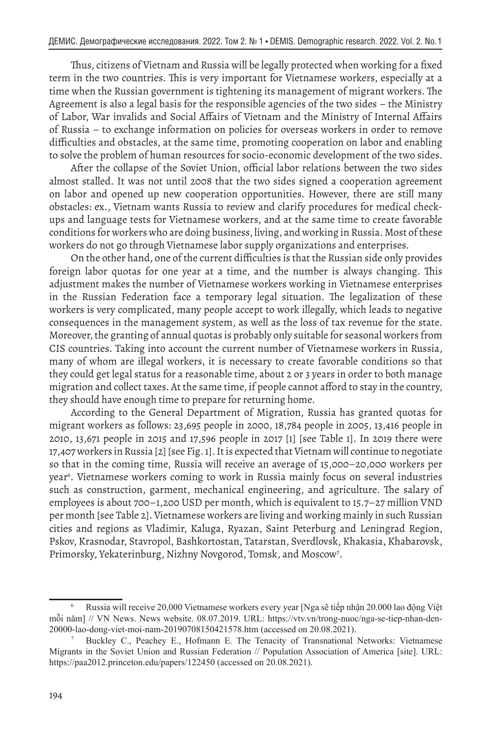Thus, citizens of Vietnam and Russia will be legally protected when working for a fixed term in the two countries. This is very important for Vietnamese workers, especially at a time when the Russian government is tightening its management of migrant workers. The Agreement is also a legal basis for the responsible agencies of the two sides – the Ministry of Labor, War invalids and Social Affairs of Vietnam and the Ministry of Internal Affairs of Russia – to exchange information on policies for overseas workers in order to remove difficulties and obstacles, at the same time, promoting cooperation on labor and enabling to solve the problem of human resources for socio-economic development of the two sides.

After the collapse of the Soviet Union, official labor relations between the two sides almost stalled. It was not until 2008 that the two sides signed a cooperation agreement on labor and opened up new cooperation opportunities. However, there are still many obstacles: ex., Vietnam wants Russia to review and clarify procedures for medical check-ups and language tests for Vietnamese workers, and at the same time to create favorable conditions for workers who are doing business, living, and working in Russia. Most of these workers do not go through Vietnamese labor supply organizations and enterprises.

On the other hand, one of the current difficulties is that the Russian side only provides foreign labor quotas for one year at a time, and the number is always changing. This adjustment makes the number of Vietnamese workers working in Vietnamese enterprises in the Russian Federation face a temporary legal situation. The legalization of these workers is very complicated, many people accept to work illegally, which leads to negative consequences in the management system, as well as the loss of tax revenue for the state. Moreover, the granting of annual quotas is probably only suitable for seasonal workers from CIS countries. Taking into account the current number of Vietnamese workers in Russia, many of whom are illegal workers, it is necessary to create favorable conditions so that they could get legal status for a reasonable time, about 2 or 3 years in order to both manage migration and collect taxes. At the same time, if people cannot afford to stay in the country, they should have enough time to prepare for returning home.

According to the General Department of Migration, Russia has granted quotas for migrant workers as follows: 23,695 people in 2000, 18,784 people in 2005, 13,416 people in 2010, 13,671 people in 2015 and 17,596 people in 2017 [1] [see Table 1]. In 2019 there were 17,407 workers in Russia [2] [see Fig. 1]. It is expected that Vietnam will continue to negotiate so that in the coming time, Russia will receive an average of 15,000–20,000 workers per year[6]. Vietnamese workers coming to work in Russia mainly focus on several industries such as construction, garment, mechanical engineering, and agriculture. The salary of employees is about 700–1,200 USD per month, which is equivalent to 15.7–27 million VND per month [see Table 2]. Vietnamese workers are living and working mainly in such Russian cities and regions as Vladimir, Kaluga, Ryazan, Saint Peterburg and Leningrad Region, Pskov, Krasnodar, Stavropol, Bashkortostan, Tatarstan, Sverdlovsk, Khakasia, Khabarovsk, Primorsky, Yekaterinburg, Nizhny Novgorod, Tomsk, and Moscow[7].

---

[6] Russia will receive 20,000 Vietnamese workers every year [Nga sẽ tiếp nhận 20.000 lao động Việt mỗi năm] // VN News. News website. 08.07.2019. URL: https://vtv.vn/trong-nuoc/nga-se-tiep-nhan-den-20000-lao-dong-viet-moi-nam-20190708150421578.htm (accessed on 20.08.2021).

[7] Buckley C., Peachey E., Hofmann E. The Tenacity of Transnational Networks: Vietnamese Migrants in the Soviet Union and Russian Federation // Population Association of America [site]. URL: https://paa2012.princeton.edu/papers/122450 (accessed on 20.08.2021).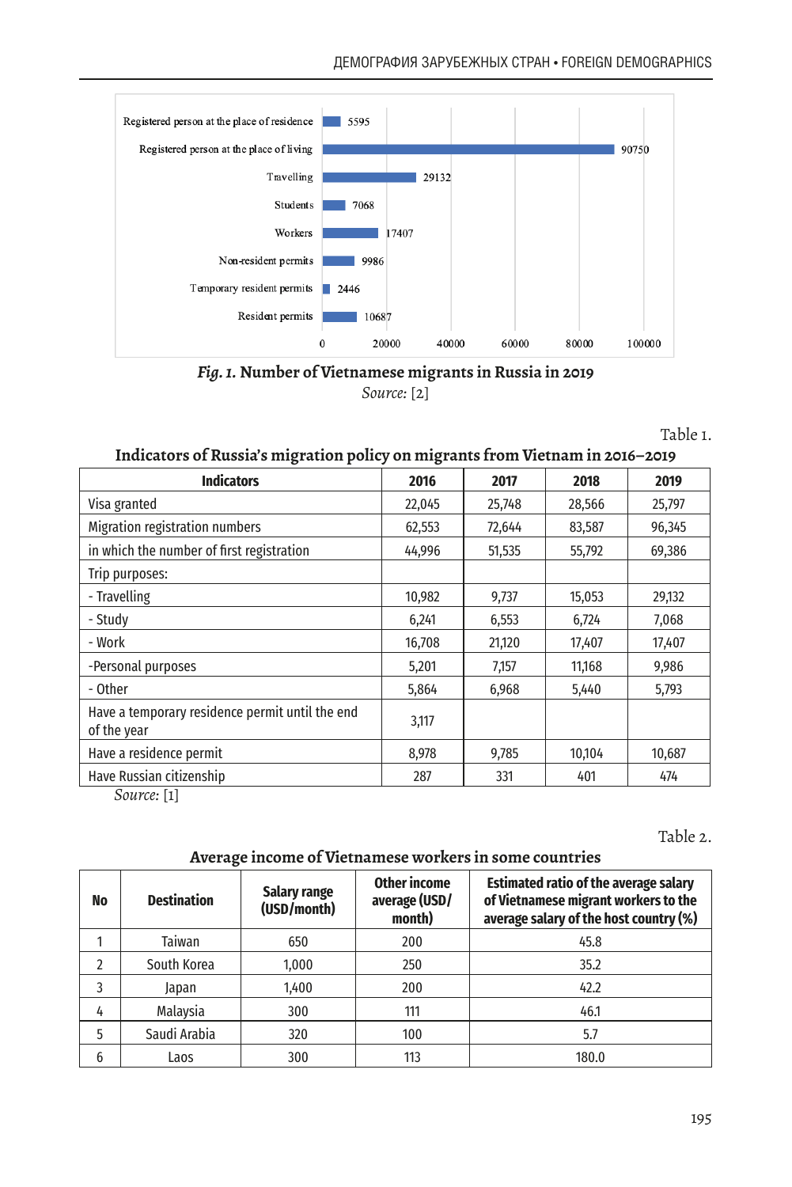| Category | Number |
|---|---|
| Registered person at the place of residence | 5595 |
| Registered person at the place of living | 90750 |
| Travelling | 29132 |
| Students | 7068 |
| Workers | 17407 |
| Non-resident permits | 9986 |
| Temporary resident permits | 2446 |
| Resident permits | 10687 |

***Fig. 1.*** **Number of Vietnamese migrants in Russia in 2019**
*Source:* [2]

Table 1.

**Indicators of Russia's migration policy on migrants from Vietnam in 2016–2019**

| Indicators | 2016 | 2017 | 2018 | 2019 |
|---|---|---|---|---|
| Visa granted | 22,045 | 25,748 | 28,566 | 25,797 |
| Migration registration numbers | 62,553 | 72,644 | 83,587 | 96,345 |
| in which the number of first registration | 44,996 | 51,535 | 55,792 | 69,386 |
| Trip purposes: | | | | |
| - Travelling | 10,982 | 9,737 | 15,053 | 29,132 |
| - Study | 6,241 | 6,553 | 6,724 | 7,068 |
| - Work | 16,708 | 21,120 | 17,407 | 17,407 |
| -Personal purposes | 5,201 | 7,157 | 11,168 | 9,986 |
| - Other | 5,864 | 6,968 | 5,440 | 5,793 |
| Have a temporary residence permit until the end of the year | 3,117 | | | |
| Have a residence permit | 8,978 | 9,785 | 10,104 | 10,687 |
| Have Russian citizenship | 287 | 331 | 401 | 474 |

*Source:* [1]

Table 2.

**Average income of Vietnamese workers in some countries**

| No | Destination | Salary range (USD/month) | Other income average (USD/month) | Estimated ratio of the average salary of Vietnamese migrant workers to the average salary of the host country (%) |
|---|---|---|---|---|
| 1 | Taiwan | 650 | 200 | 45.8 |
| 2 | South Korea | 1,000 | 250 | 35.2 |
| 3 | Japan | 1,400 | 200 | 42.2 |
| 4 | Malaysia | 300 | 111 | 46.1 |
| 5 | Saudi Arabia | 320 | 100 | 5.7 |
| 6 | Laos | 300 | 113 | 180.0 |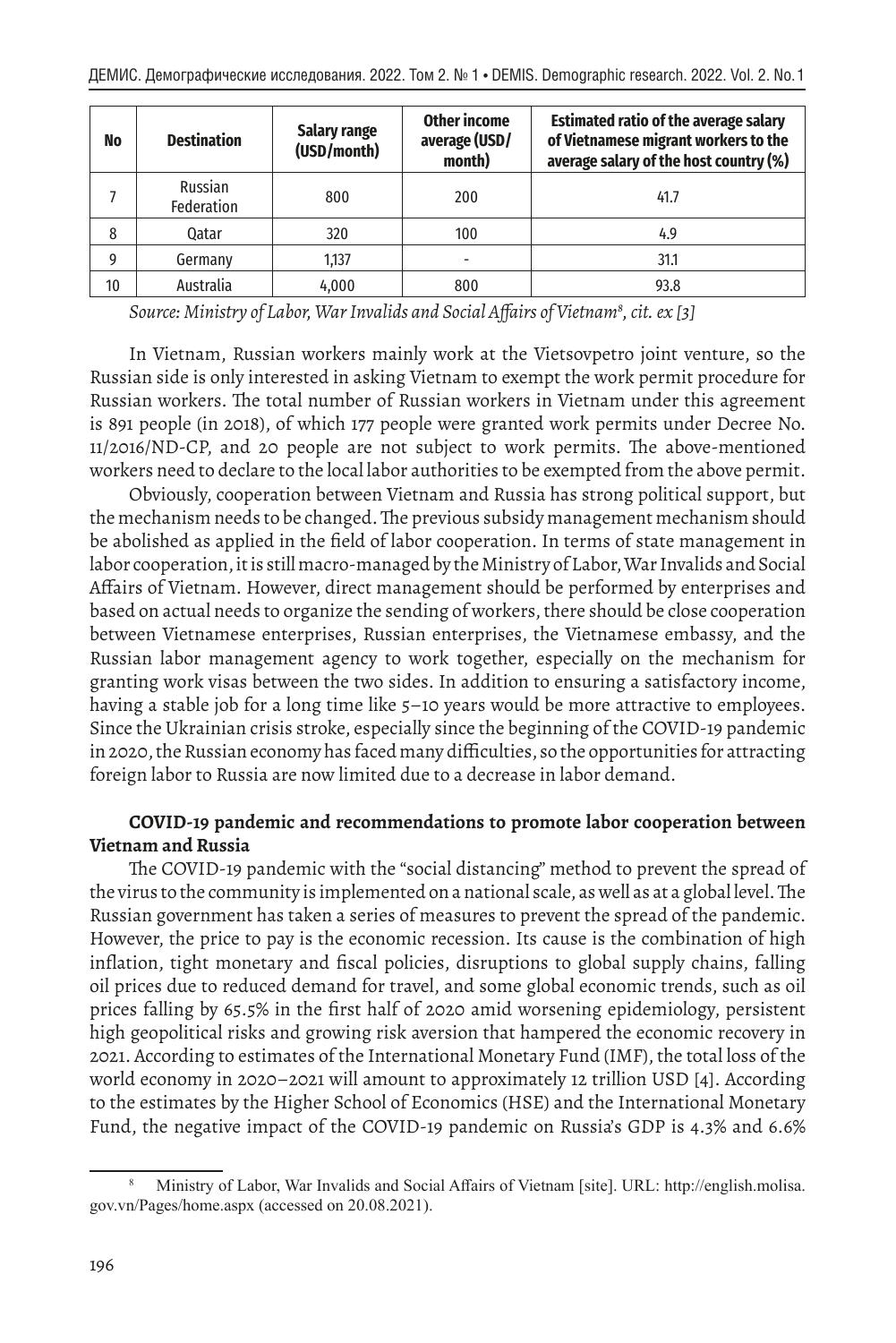| No | Destination | Salary range (USD/month) | Other income average (USD/ month) | Estimated ratio of the average salary of Vietnamese migrant workers to the average salary of the host country (%) |
|---|---|---|---|---|
| 7 | Russian Federation | 800 | 200 | 41.7 |
| 8 | Qatar | 320 | 100 | 4.9 |
| 9 | Germany | 1,137 | - | 31.1 |
| 10 | Australia | 4,000 | 800 | 93.8 |

*Source: Ministry of Labor, War Invalids and Social Affairs of Vietnam[8], cit. ex [3]*

In Vietnam, Russian workers mainly work at the Vietsovpetro joint venture, so the Russian side is only interested in asking Vietnam to exempt the work permit procedure for Russian workers. The total number of Russian workers in Vietnam under this agreement is 891 people (in 2018), of which 177 people were granted work permits under Decree No. 11/2016/ND-CP, and 20 people are not subject to work permits. The above-mentioned workers need to declare to the local labor authorities to be exempted from the above permit.

Obviously, cooperation between Vietnam and Russia has strong political support, but the mechanism needs to be changed. The previous subsidy management mechanism should be abolished as applied in the field of labor cooperation. In terms of state management in labor cooperation, it is still macro-managed by the Ministry of Labor, War Invalids and Social Affairs of Vietnam. However, direct management should be performed by enterprises and based on actual needs to organize the sending of workers, there should be close cooperation between Vietnamese enterprises, Russian enterprises, the Vietnamese embassy, and the Russian labor management agency to work together, especially on the mechanism for granting work visas between the two sides. In addition to ensuring a satisfactory income, having a stable job for a long time like 5–10 years would be more attractive to employees. Since the Ukrainian crisis stroke, especially since the beginning of the COVID-19 pandemic in 2020, the Russian economy has faced many difficulties, so the opportunities for attracting foreign labor to Russia are now limited due to a decrease in labor demand.

**COVID-19 pandemic and recommendations to promote labor cooperation between Vietnam and Russia**

The COVID-19 pandemic with the "social distancing" method to prevent the spread of the virus to the community is implemented on a national scale, as well as at a global level. The Russian government has taken a series of measures to prevent the spread of the pandemic. However, the price to pay is the economic recession. Its cause is the combination of high inflation, tight monetary and fiscal policies, disruptions to global supply chains, falling oil prices due to reduced demand for travel, and some global economic trends, such as oil prices falling by 65.5% in the first half of 2020 amid worsening epidemiology, persistent high geopolitical risks and growing risk aversion that hampered the economic recovery in 2021. According to estimates of the International Monetary Fund (IMF), the total loss of the world economy in 2020–2021 will amount to approximately 12 trillion USD [4]. According to the estimates by the Higher School of Economics (HSE) and the International Monetary Fund, the negative impact of the COVID-19 pandemic on Russia's GDP is 4.3% and 6.6%

[8] Ministry of Labor, War Invalids and Social Affairs of Vietnam [site]. URL: http://english.molisa.gov.vn/Pages/home.aspx (accessed on 20.08.2021).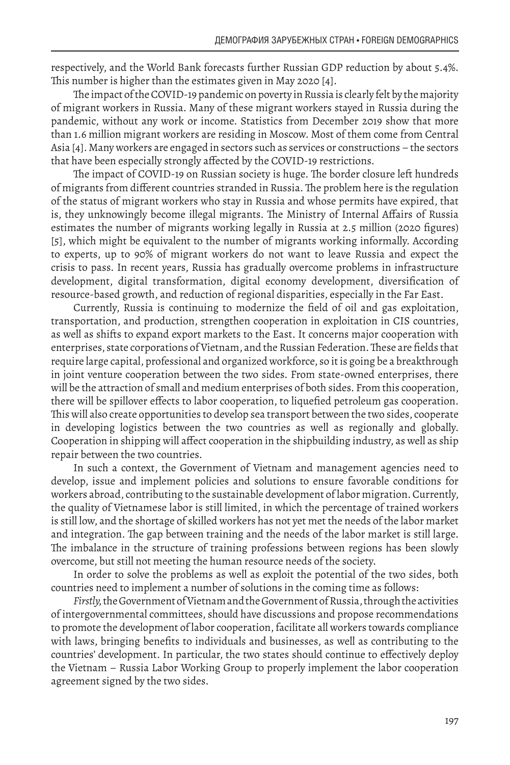respectively, and the World Bank forecasts further Russian GDP reduction by about 5.4%. This number is higher than the estimates given in May 2020 [4].

The impact of the COVID-19 pandemic on poverty in Russia is clearly felt by the majority of migrant workers in Russia. Many of these migrant workers stayed in Russia during the pandemic, without any work or income. Statistics from December 2019 show that more than 1.6 million migrant workers are residing in Moscow. Most of them come from Central Asia [4]. Many workers are engaged in sectors such as services or constructions – the sectors that have been especially strongly affected by the COVID-19 restrictions.

The impact of COVID-19 on Russian society is huge. The border closure left hundreds of migrants from different countries stranded in Russia. The problem here is the regulation of the status of migrant workers who stay in Russia and whose permits have expired, that is, they unknowingly become illegal migrants. The Ministry of Internal Affairs of Russia estimates the number of migrants working legally in Russia at 2.5 million (2020 figures) [5], which might be equivalent to the number of migrants working informally. According to experts, up to 90% of migrant workers do not want to leave Russia and expect the crisis to pass. In recent years, Russia has gradually overcome problems in infrastructure development, digital transformation, digital economy development, diversification of resource-based growth, and reduction of regional disparities, especially in the Far East.

Currently, Russia is continuing to modernize the field of oil and gas exploitation, transportation, and production, strengthen cooperation in exploitation in CIS countries, as well as shifts to expand export markets to the East. It concerns major cooperation with enterprises, state corporations of Vietnam, and the Russian Federation. These are fields that require large capital, professional and organized workforce, so it is going be a breakthrough in joint venture cooperation between the two sides. From state-owned enterprises, there will be the attraction of small and medium enterprises of both sides. From this cooperation, there will be spillover effects to labor cooperation, to liquefied petroleum gas cooperation. This will also create opportunities to develop sea transport between the two sides, cooperate in developing logistics between the two countries as well as regionally and globally. Cooperation in shipping will affect cooperation in the shipbuilding industry, as well as ship repair between the two countries.

In such a context, the Government of Vietnam and management agencies need to develop, issue and implement policies and solutions to ensure favorable conditions for workers abroad, contributing to the sustainable development of labor migration. Currently, the quality of Vietnamese labor is still limited, in which the percentage of trained workers is still low, and the shortage of skilled workers has not yet met the needs of the labor market and integration. The gap between training and the needs of the labor market is still large. The imbalance in the structure of training professions between regions has been slowly overcome, but still not meeting the human resource needs of the society.

In order to solve the problems as well as exploit the potential of the two sides, both countries need to implement a number of solutions in the coming time as follows:

*Firstly*, the Government of Vietnam and the Government of Russia, through the activities of intergovernmental committees, should have discussions and propose recommendations to promote the development of labor cooperation, facilitate all workers towards compliance with laws, bringing benefits to individuals and businesses, as well as contributing to the countries' development. In particular, the two states should continue to effectively deploy the Vietnam – Russia Labor Working Group to properly implement the labor cooperation agreement signed by the two sides.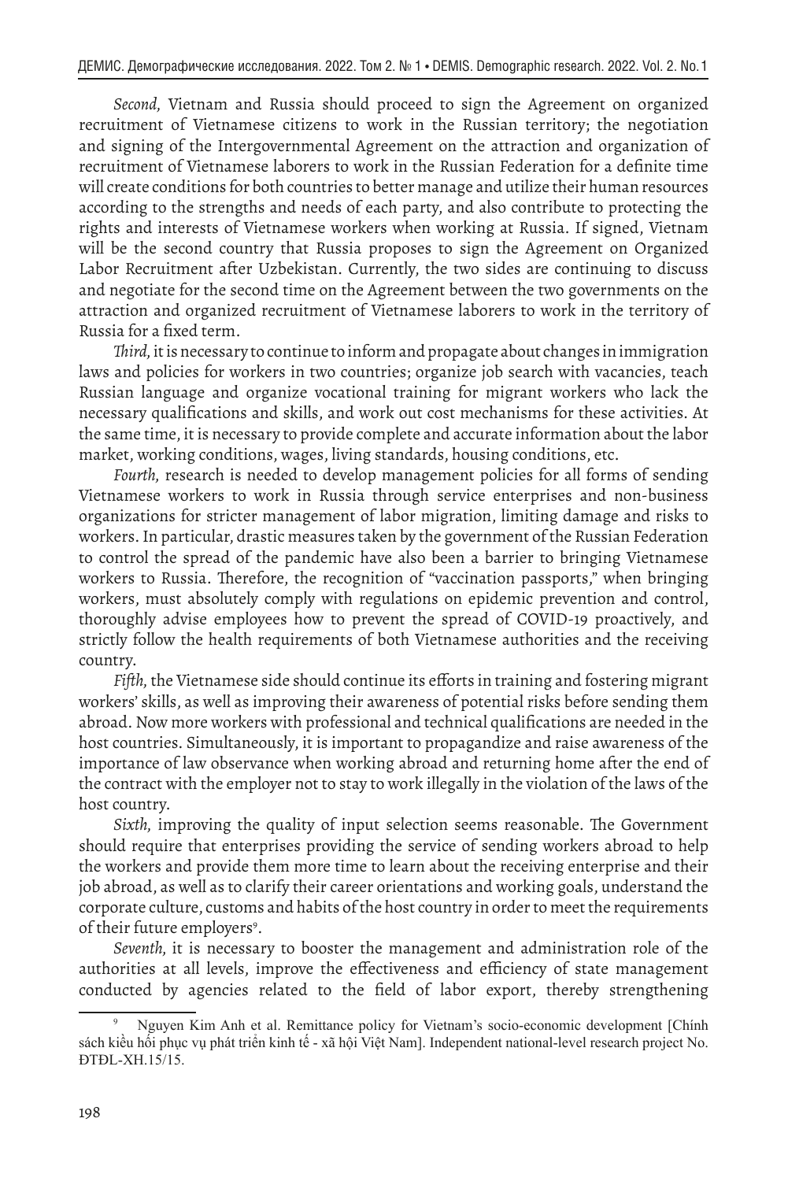*Second*, Vietnam and Russia should proceed to sign the Agreement on organized recruitment of Vietnamese citizens to work in the Russian territory; the negotiation and signing of the Intergovernmental Agreement on the attraction and organization of recruitment of Vietnamese laborers to work in the Russian Federation for a definite time will create conditions for both countries to better manage and utilize their human resources according to the strengths and needs of each party, and also contribute to protecting the rights and interests of Vietnamese workers when working at Russia. If signed, Vietnam will be the second country that Russia proposes to sign the Agreement on Organized Labor Recruitment after Uzbekistan. Currently, the two sides are continuing to discuss and negotiate for the second time on the Agreement between the two governments on the attraction and organized recruitment of Vietnamese laborers to work in the territory of Russia for a fixed term.

*Third*, it is necessary to continue to inform and propagate about changes in immigration laws and policies for workers in two countries; organize job search with vacancies, teach Russian language and organize vocational training for migrant workers who lack the necessary qualifications and skills, and work out cost mechanisms for these activities. At the same time, it is necessary to provide complete and accurate information about the labor market, working conditions, wages, living standards, housing conditions, etc.

*Fourth*, research is needed to develop management policies for all forms of sending Vietnamese workers to work in Russia through service enterprises and non-business organizations for stricter management of labor migration, limiting damage and risks to workers. In particular, drastic measures taken by the government of the Russian Federation to control the spread of the pandemic have also been a barrier to bringing Vietnamese workers to Russia. Therefore, the recognition of "vaccination passports," when bringing workers, must absolutely comply with regulations on epidemic prevention and control, thoroughly advise employees how to prevent the spread of COVID-19 proactively, and strictly follow the health requirements of both Vietnamese authorities and the receiving country.

*Fifth*, the Vietnamese side should continue its efforts in training and fostering migrant workers' skills, as well as improving their awareness of potential risks before sending them abroad. Now more workers with professional and technical qualifications are needed in the host countries. Simultaneously, it is important to propagandize and raise awareness of the importance of law observance when working abroad and returning home after the end of the contract with the employer not to stay to work illegally in the violation of the laws of the host country.

*Sixth*, improving the quality of input selection seems reasonable. The Government should require that enterprises providing the service of sending workers abroad to help the workers and provide them more time to learn about the receiving enterprise and their job abroad, as well as to clarify their career orientations and working goals, understand the corporate culture, customs and habits of the host country in order to meet the requirements of their future employers[9].

*Seventh*, it is necessary to booster the management and administration role of the authorities at all levels, improve the effectiveness and efficiency of state management conducted by agencies related to the field of labor export, thereby strengthening

[9] Nguyen Kim Anh et al. Remittance policy for Vietnam's socio-economic development [Chính sách kiều hối phục vụ phát triển kinh tế - xã hội Việt Nam]. Independent national-level research project No. ĐTĐL-XH.15/15.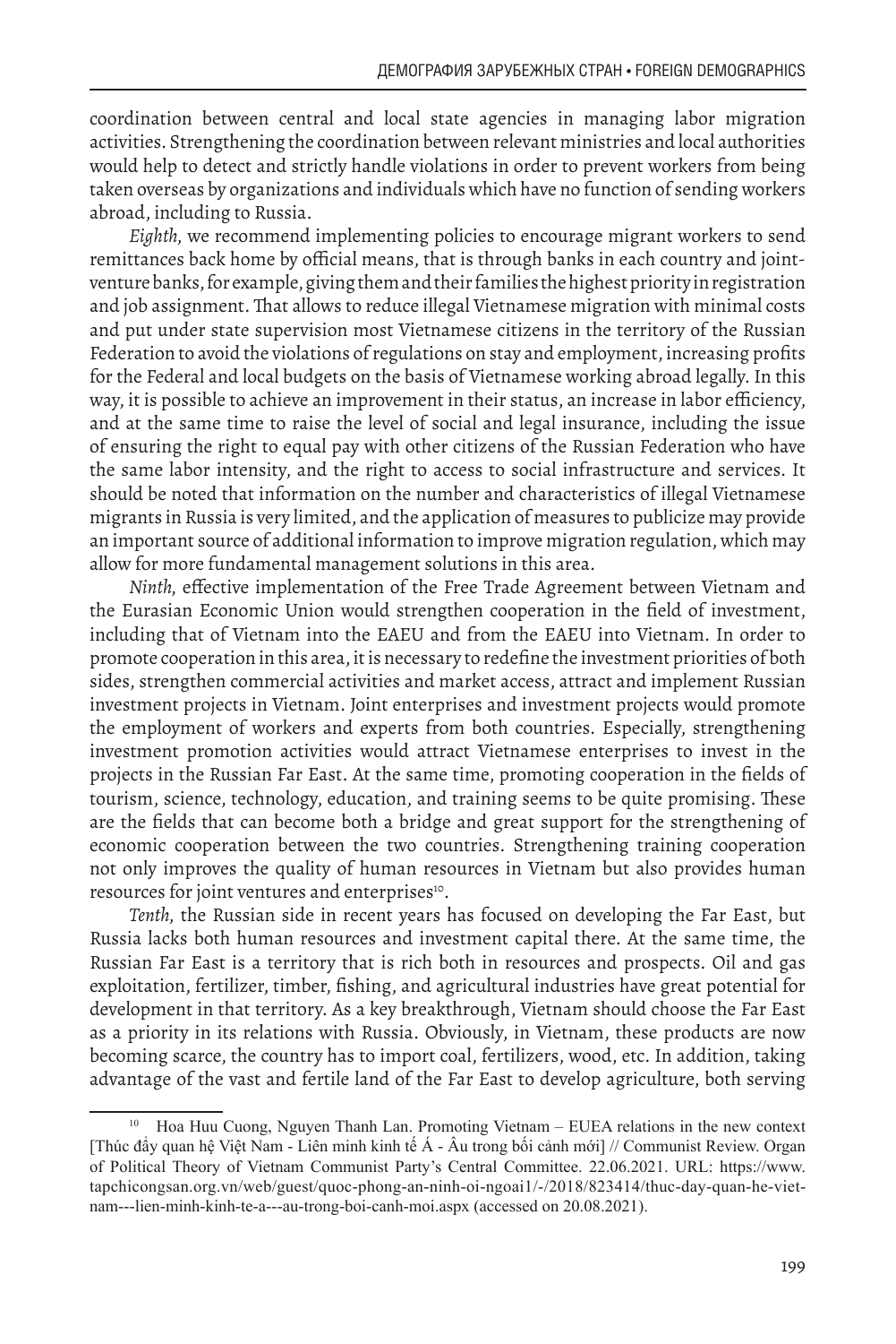coordination between central and local state agencies in managing labor migration activities. Strengthening the coordination between relevant ministries and local authorities would help to detect and strictly handle violations in order to prevent workers from being taken overseas by organizations and individuals which have no function of sending workers abroad, including to Russia.

*Eighth*, we recommend implementing policies to encourage migrant workers to send remittances back home by official means, that is through banks in each country and joint-venture banks, for example, giving them and their families the highest priority in registration and job assignment. That allows to reduce illegal Vietnamese migration with minimal costs and put under state supervision most Vietnamese citizens in the territory of the Russian Federation to avoid the violations of regulations on stay and employment, increasing profits for the Federal and local budgets on the basis of Vietnamese working abroad legally. In this way, it is possible to achieve an improvement in their status, an increase in labor efficiency, and at the same time to raise the level of social and legal insurance, including the issue of ensuring the right to equal pay with other citizens of the Russian Federation who have the same labor intensity, and the right to access to social infrastructure and services. It should be noted that information on the number and characteristics of illegal Vietnamese migrants in Russia is very limited, and the application of measures to publicize may provide an important source of additional information to improve migration regulation, which may allow for more fundamental management solutions in this area.

*Ninth*, effective implementation of the Free Trade Agreement between Vietnam and the Eurasian Economic Union would strengthen cooperation in the field of investment, including that of Vietnam into the EAEU and from the EAEU into Vietnam. In order to promote cooperation in this area, it is necessary to redefine the investment priorities of both sides, strengthen commercial activities and market access, attract and implement Russian investment projects in Vietnam. Joint enterprises and investment projects would promote the employment of workers and experts from both countries. Especially, strengthening investment promotion activities would attract Vietnamese enterprises to invest in the projects in the Russian Far East. At the same time, promoting cooperation in the fields of tourism, science, technology, education, and training seems to be quite promising. These are the fields that can become both a bridge and great support for the strengthening of economic cooperation between the two countries. Strengthening training cooperation not only improves the quality of human resources in Vietnam but also provides human resources for joint ventures and enterprises[10].

*Tenth*, the Russian side in recent years has focused on developing the Far East, but Russia lacks both human resources and investment capital there. At the same time, the Russian Far East is a territory that is rich both in resources and prospects. Oil and gas exploitation, fertilizer, timber, fishing, and agricultural industries have great potential for development in that territory. As a key breakthrough, Vietnam should choose the Far East as a priority in its relations with Russia. Obviously, in Vietnam, these products are now becoming scarce, the country has to import coal, fertilizers, wood, etc. In addition, taking advantage of the vast and fertile land of the Far East to develop agriculture, both serving

---

[10] Hoa Huu Cuong, Nguyen Thanh Lan. Promoting Vietnam – EUEA relations in the new context [Thúc đẩy quan hệ Việt Nam - Liên minh kinh tế Á - Âu trong bối cảnh mới] // Communist Review. Organ of Political Theory of Vietnam Communist Party's Central Committee. 22.06.2021. URL: https://www.tapchicongsan.org.vn/web/guest/quoc-phong-an-ninh-oi-ngoai1/-/2018/823414/thuc-day-quan-he-viet-nam---lien-minh-kinh-te-a---au-trong-boi-canh-moi.aspx (accessed on 20.08.2021).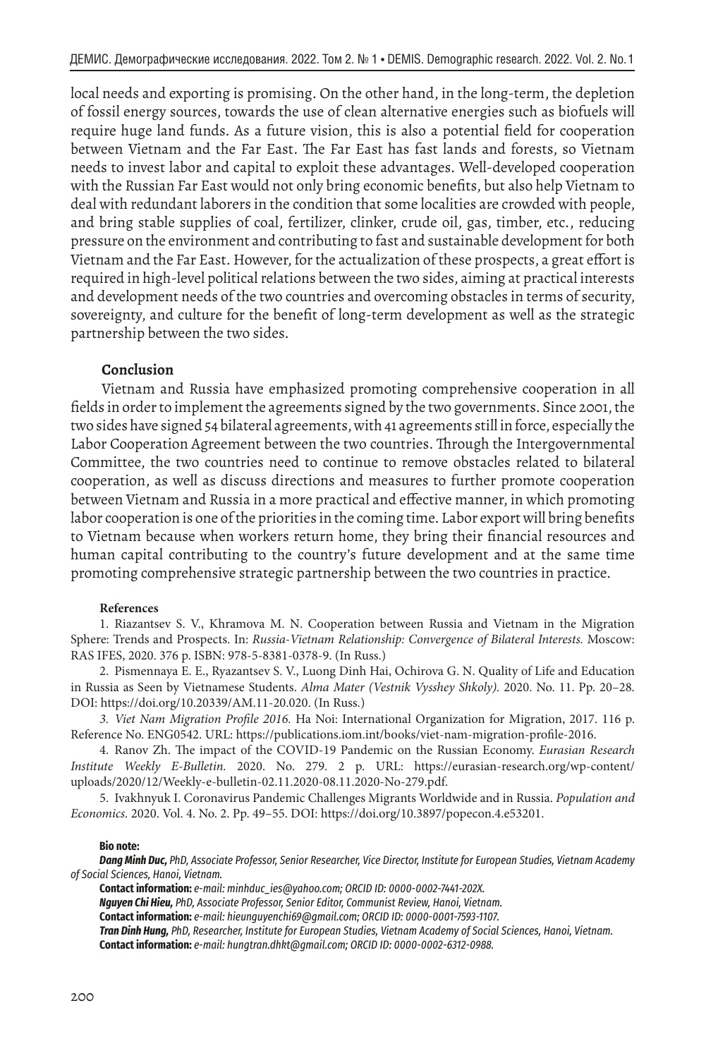local needs and exporting is promising. On the other hand, in the long-term, the depletion of fossil energy sources, towards the use of clean alternative energies such as biofuels will require huge land funds. As a future vision, this is also a potential field for cooperation between Vietnam and the Far East. The Far East has fast lands and forests, so Vietnam needs to invest labor and capital to exploit these advantages. Well-developed cooperation with the Russian Far East would not only bring economic benefits, but also help Vietnam to deal with redundant laborers in the condition that some localities are crowded with people, and bring stable supplies of coal, fertilizer, clinker, crude oil, gas, timber, etc., reducing pressure on the environment and contributing to fast and sustainable development for both Vietnam and the Far East. However, for the actualization of these prospects, a great effort is required in high-level political relations between the two sides, aiming at practical interests and development needs of the two countries and overcoming obstacles in terms of security, sovereignty, and culture for the benefit of long-term development as well as the strategic partnership between the two sides.

## Conclusion

Vietnam and Russia have emphasized promoting comprehensive cooperation in all fields in order to implement the agreements signed by the two governments. Since 2001, the two sides have signed 54 bilateral agreements, with 41 agreements still in force, especially the Labor Cooperation Agreement between the two countries. Through the Intergovernmental Committee, the two countries need to continue to remove obstacles related to bilateral cooperation, as well as discuss directions and measures to further promote cooperation between Vietnam and Russia in a more practical and effective manner, in which promoting labor cooperation is one of the priorities in the coming time. Labor export will bring benefits to Vietnam because when workers return home, they bring their financial resources and human capital contributing to the country's future development and at the same time promoting comprehensive strategic partnership between the two countries in practice.

### References

1. Riazantsev S. V., Khramova M. N. Cooperation between Russia and Vietnam in the Migration Sphere: Trends and Prospects. In: *Russia-Vietnam Relationship: Convergence of Bilateral Interests.* Moscow: RAS IFES, 2020. 376 p. ISBN: 978-5-8381-0378-9. (In Russ.)

2. Pismennaya E. E., Ryazantsev S. V., Luong Dinh Hai, Ochirova G. N. Quality of Life and Education in Russia as Seen by Vietnamese Students. *Alma Mater (Vestnik Vysshey Shkoly).* 2020. No. 11. Pp. 20–28. DOI: https://doi.org/10.20339/AM.11-20.020. (In Russ.)

3. *Viet Nam Migration Profile 2016.* Ha Noi: International Organization for Migration, 2017. 116 p. Reference No. ENG0542. URL: https://publications.iom.int/books/viet-nam-migration-profile-2016.

4. Ranov Zh. The impact of the COVID-19 Pandemic on the Russian Economy. *Eurasian Research Institute Weekly E-Bulletin.* 2020. No. 279. 2 p. URL: https://eurasian-research.org/wp-content/uploads/2020/12/Weekly-e-bulletin-02.11.2020-08.11.2020-No-279.pdf.

5. Ivakhnyuk I. Coronavirus Pandemic Challenges Migrants Worldwide and in Russia. *Population and Economics.* 2020. Vol. 4. No. 2. Pp. 49–55. DOI: https://doi.org/10.3897/popecon.4.e53201.

**Bio note:**

***Dang Minh Duc,*** *PhD, Associate Professor, Senior Researcher, Vice Director, Institute for European Studies, Vietnam Academy of Social Sciences, Hanoi, Vietnam.*

**Contact information:** *e-mail: minhduc_ies@yahoo.com; ORCID ID: 0000-0002-7441-202X.*

***Nguyen Chi Hieu,*** *PhD, Associate Professor, Senior Editor, Communist Review, Hanoi, Vietnam.*

**Contact information:** *e-mail: hieunguyenchi69@gmail.com; ORCID ID: 0000-0001-7593-1107.*

***Tran Dinh Hung,*** *PhD, Researcher, Institute for European Studies, Vietnam Academy of Social Sciences, Hanoi, Vietnam.*

**Contact information:** *e-mail: hungtran.dhkt@gmail.com; ORCID ID: 0000-0002-6312-0988.*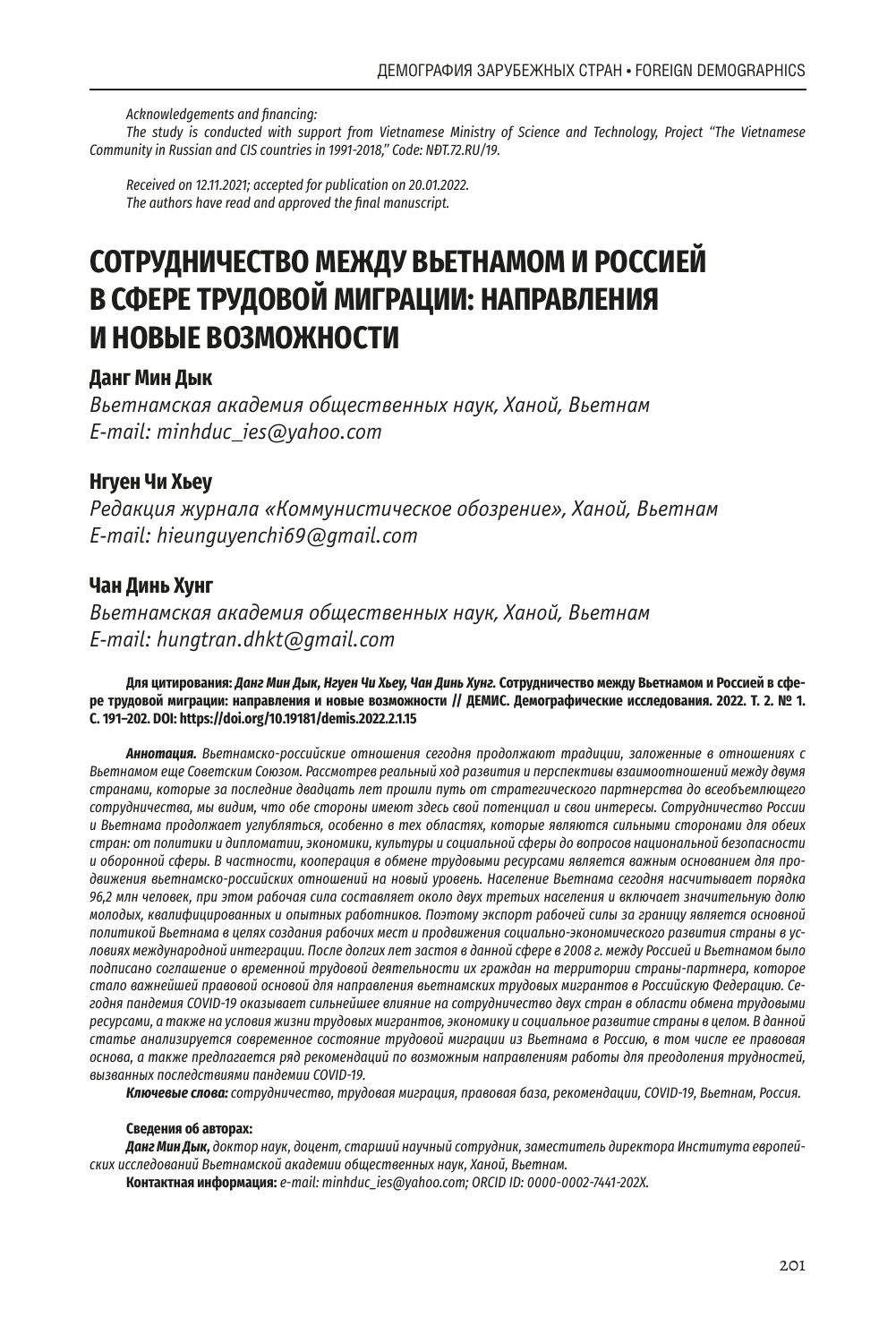*Acknowledgements and financing:*
*The study is conducted with support from Vietnamese Ministry of Science and Technology, Project "The Vietnamese Community in Russian and CIS countries in 1991-2018," Code: NĐT.72.RU/19.*

*Received on 12.11.2021; accepted for publication on 20.01.2022.*
*The authors have read and approved the final manuscript.*

# СОТРУДНИЧЕСТВО МЕЖДУ ВЬЕТНАМОМ И РОССИЕЙ В СФЕРЕ ТРУДОВОЙ МИГРАЦИИ: НАПРАВЛЕНИЯ И НОВЫЕ ВОЗМОЖНОСТИ

**Данг Мин Дык**
*Вьетнамская академия общественных наук, Ханой, Вьетнам*
*E-mail: minhduc_ies@yahoo.com*

**Нгуен Чи Хьеу**
*Редакция журнала «Коммунистическое обозрение», Ханой, Вьетнам*
*E-mail: hieunguyenchi69@gmail.com*

**Чан Динь Хунг**
*Вьетнамская академия общественных наук, Ханой, Вьетнам*
*E-mail: hungtran.dhkt@gmail.com*

**Для цитирования: *Данг Мин Дык, Нгуен Чи Хьеу, Чан Динь Хунг.* Сотрудничество между Вьетнамом и Россией в сфере трудовой миграции: направления и новые возможности // ДЕМИС. Демографические исследования. 2022. Т. 2. № 1. С. 191–202. DOI: https://doi.org/10.19181/demis.2022.2.1.15**

***Аннотация.*** *Вьетнамско-российские отношения сегодня продолжают традиции, заложенные в отношениях с Вьетнамом еще Советским Союзом. Рассмотрев реальный ход развития и перспективы взаимоотношений между двумя странами, которые за последние двадцать лет прошли путь от стратегического партнерства до всеобъемлющего сотрудничества, мы видим, что обе стороны имеют здесь свой потенциал и свои интересы. Сотрудничество России и Вьетнама продолжает углубляться, особенно в тех областях, которые являются сильными сторонами для обеих стран: от политики и дипломатии, экономики, культуры и социальной сферы до вопросов национальной безопасности и оборонной сферы. В частности, кооперация в обмене трудовыми ресурсами является важным основанием для продвижения вьетнамско-российских отношений на новый уровень. Население Вьетнама сегодня насчитывает порядка 96,2 млн человек, при этом рабочая сила составляет около двух третьих населения и включает значительную долю молодых, квалифицированных и опытных работников. Поэтому экспорт рабочей силы за границу является основной политикой Вьетнама в целях создания рабочих мест и продвижения социально-экономического развития страны в условиях международной интеграции. После долгих лет застоя в данной сфере в 2008 г. между Россией и Вьетнамом было подписано соглашение о временной трудовой деятельности их граждан на территории страны-партнера, которое стало важнейшей правовой основой для направления вьетнамских трудовых мигрантов в Российскую Федерацию. Сегодня пандемия COVID-19 оказывает сильнейшее влияние на сотрудничество двух стран в области обмена трудовыми ресурсами, а также на условия жизни трудовых мигрантов, экономику и социальное развитие страны в целом. В данной статье анализируется современное состояние трудовой миграции из Вьетнама в Россию, в том числе ее правовая основа, а также предлагается ряд рекомендаций по возможным направлениям работы для преодоления трудностей, вызванных последствиями пандемии COVID-19.*

***Ключевые слова:*** *сотрудничество, трудовая миграция, правовая база, рекомендации, COVID-19, Вьетнам, Россия.*

**Сведения об авторах:**

***Данг Мин Дык,*** *доктор наук, доцент, старший научный сотрудник, заместитель директора Института европейских исследований Вьетнамской академии общественных наук, Ханой, Вьетнам.*

**Контактная информация:** *e-mail: minhduc_ies@yahoo.com; ORCID ID: 0000-0002-7441-202X.*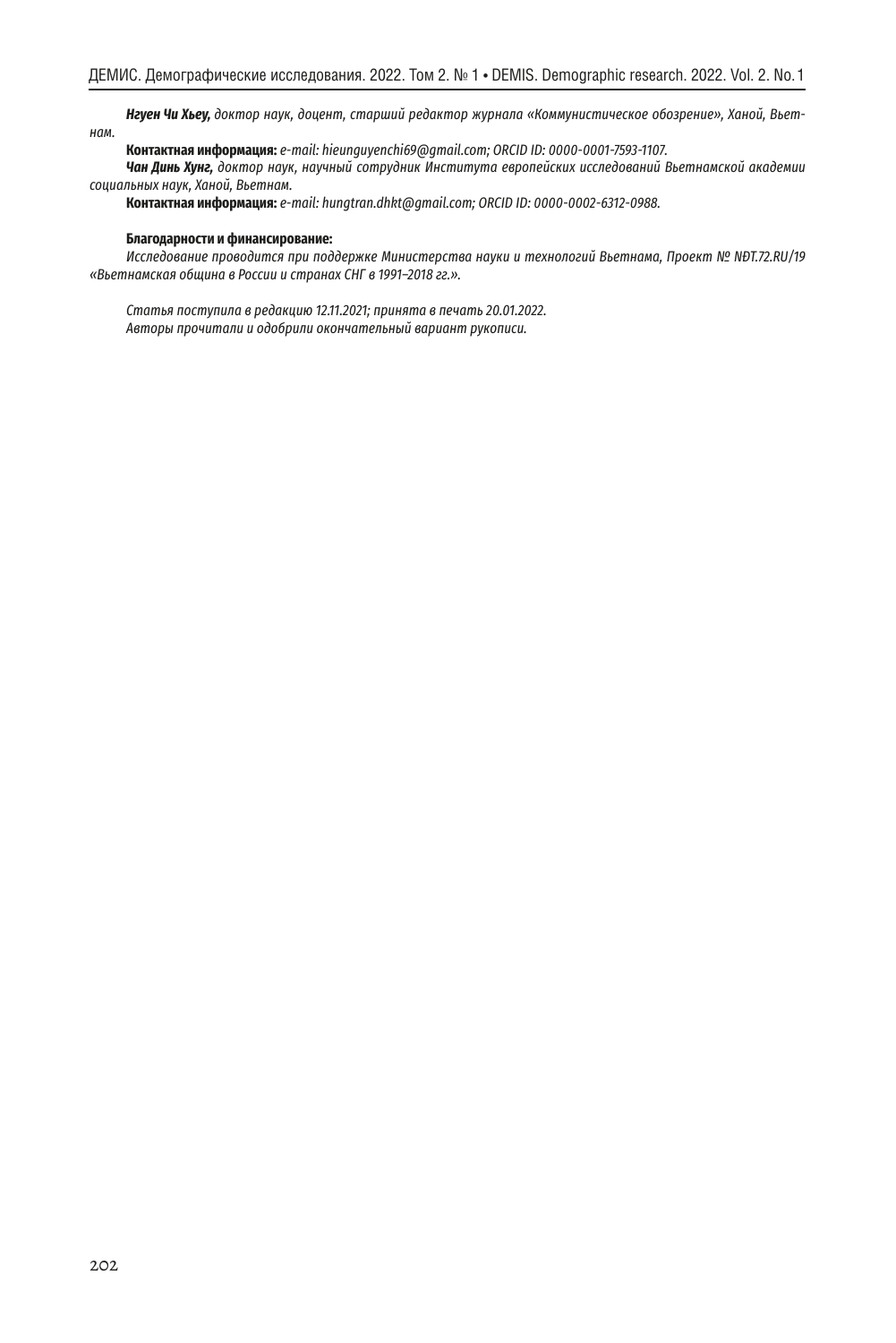***Нгуен Чи Хьеу,*** *доктор наук, доцент, старший редактор журнала «Коммунистическое обозрение», Ханой, Вьетнам.*

**Контактная информация:** *e-mail: hieunguyenchi69@gmail.com; ORCID ID: 0000-0001-7593-1107.*

***Чан Динь Хунг,*** *доктор наук, научный сотрудник Института европейских исследований Вьетнамской академии социальных наук, Ханой, Вьетнам.*

**Контактная информация:** *e-mail: hungtran.dhkt@gmail.com; ORCID ID: 0000-0002-6312-0988.*

**Благодарности и финансирование:**

*Исследование проводится при поддержке Министерства науки и технологий Вьетнама, Проект № NĐT.72.RU/19 «Вьетнамская община в России и странах СНГ в 1991–2018 гг.».*

*Статья поступила в редакцию 12.11.2021; принята в печать 20.01.2022.*

*Авторы прочитали и одобрили окончательный вариант рукописи.*